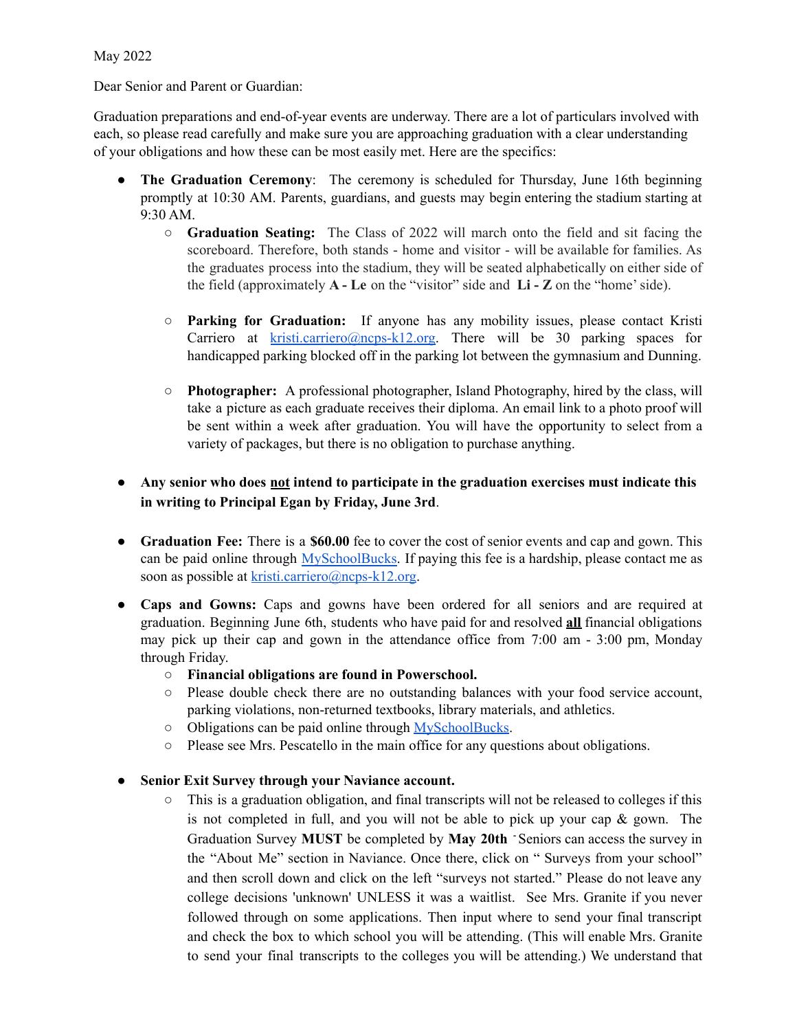May 2022

Dear Senior and Parent or Guardian:

Graduation preparations and end-of-year events are underway. There are a lot of particulars involved with each, so please read carefully and make sure you are approaching graduation with a clear understanding of your obligations and how these can be most easily met. Here are the specifics:

- **The Graduation Ceremony**: The ceremony is scheduled for Thursday, June 16th beginning promptly at 10:30 AM. Parents, guardians, and guests may begin entering the stadium starting at 9:30 AM.
  - **Graduation Seating:** The Class of 2022 will march onto the field and sit facing the scoreboard. Therefore, both stands - home and visitor - will be available for families. As the graduates process into the stadium, they will be seated alphabetically on either side of the field (approximately **A - Le** on the "visitor" side and **Li - Z** on the "home' side).

  - **Parking for Graduation:** If anyone has any mobility issues, please contact Kristi Carriero at kristi.carriero@ncps-k12.org. There will be 30 parking spaces for handicapped parking blocked off in the parking lot between the gymnasium and Dunning.

  - **Photographer:** A professional photographer, Island Photography, hired by the class, will take a picture as each graduate receives their diploma. An email link to a photo proof will be sent within a week after graduation. You will have the opportunity to select from a variety of packages, but there is no obligation to purchase anything.

- **Any senior who does not intend to participate in the graduation exercises must indicate this in writing to Principal Egan by Friday, June 3rd**.

- **Graduation Fee:** There is a **$60.00** fee to cover the cost of senior events and cap and gown. This can be paid online through MySchoolBucks. If paying this fee is a hardship, please contact me as soon as possible at kristi.carriero@ncps-k12.org.

- **Caps and Gowns:** Caps and gowns have been ordered for all seniors and are required at graduation. Beginning June 6th, students who have paid for and resolved **all** financial obligations may pick up their cap and gown in the attendance office from 7:00 am - 3:00 pm, Monday through Friday.
  - **Financial obligations are found in Powerschool.**
  - Please double check there are no outstanding balances with your food service account, parking violations, non-returned textbooks, library materials, and athletics.
  - Obligations can be paid online through MySchoolBucks.
  - Please see Mrs. Pescatello in the main office for any questions about obligations.

- **Senior Exit Survey through your Naviance account.**
  - This is a graduation obligation, and final transcripts will not be released to colleges if this is not completed in full, and you will not be able to pick up your cap & gown. The Graduation Survey **MUST** be completed by **May 20th** . Seniors can access the survey in the "About Me" section in Naviance. Once there, click on " Surveys from your school" and then scroll down and click on the left "surveys not started." Please do not leave any college decisions 'unknown' UNLESS it was a waitlist. See Mrs. Granite if you never followed through on some applications. Then input where to send your final transcript and check the box to which school you will be attending. (This will enable Mrs. Granite to send your final transcripts to the colleges you will be attending.) We understand that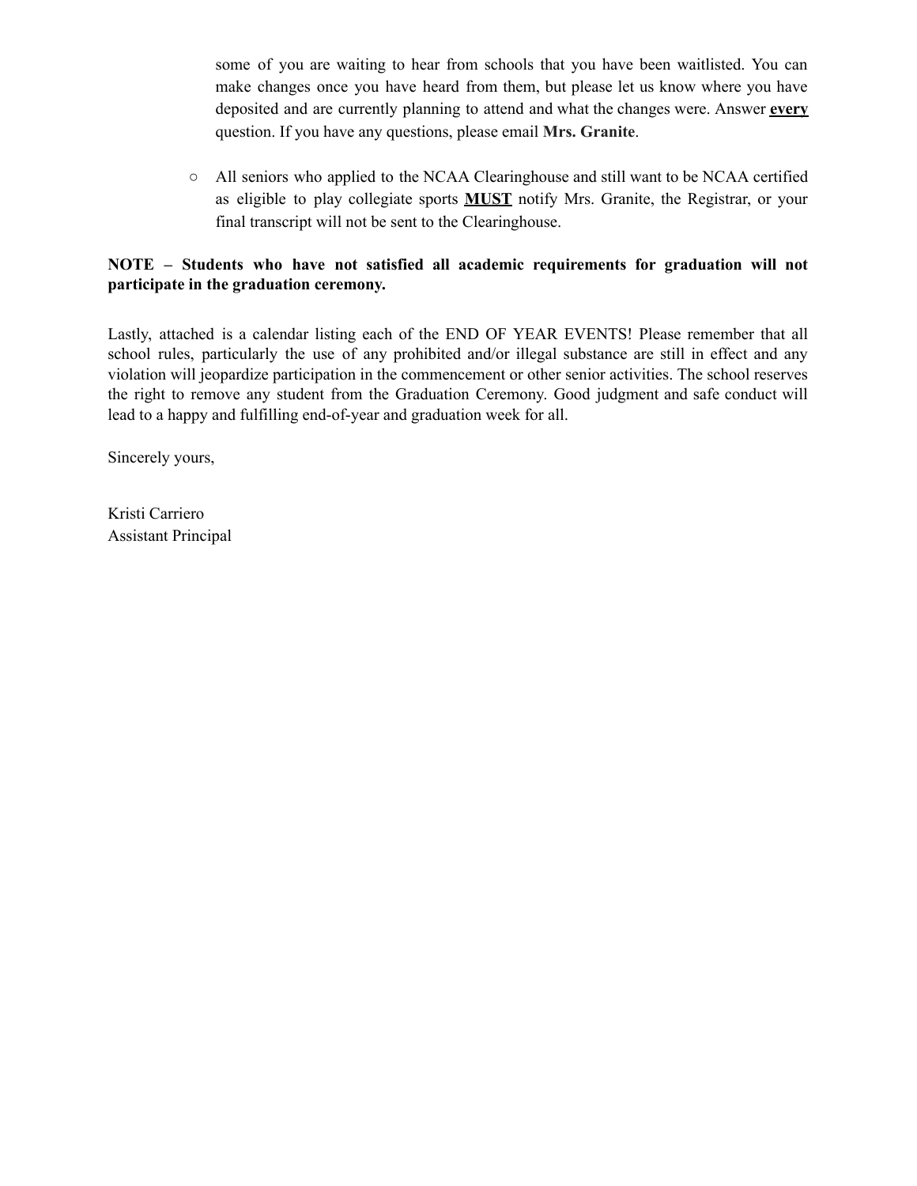some of you are waiting to hear from schools that you have been waitlisted. You can make changes once you have heard from them, but please let us know where you have deposited and are currently planning to attend and what the changes were. Answer **<u>every</u>** question. If you have any questions, please email **Mrs. Granite**.

- All seniors who applied to the NCAA Clearinghouse and still want to be NCAA certified as eligible to play collegiate sports **<u>MUST</u>** notify Mrs. Granite, the Registrar, or your final transcript will not be sent to the Clearinghouse.

**NOTE – Students who have not satisfied all academic requirements for graduation will not participate in the graduation ceremony.**

Lastly, attached is a calendar listing each of the END OF YEAR EVENTS! Please remember that all school rules, particularly the use of any prohibited and/or illegal substance are still in effect and any violation will jeopardize participation in the commencement or other senior activities. The school reserves the right to remove any student from the Graduation Ceremony. Good judgment and safe conduct will lead to a happy and fulfilling end-of-year and graduation week for all.

Sincerely yours,

Kristi Carriero
Assistant Principal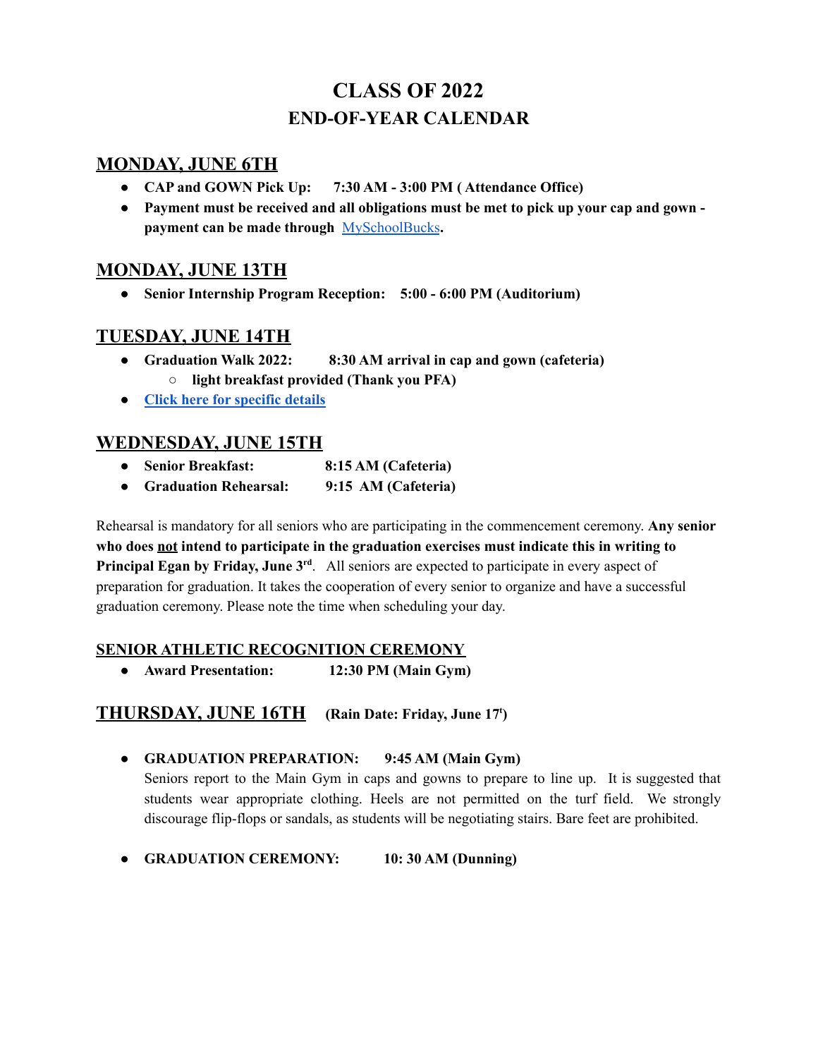# CLASS OF 2022

## END-OF-YEAR CALENDAR

## MONDAY, JUNE 6TH

- **CAP and GOWN Pick Up: 7:30 AM - 3:00 PM ( Attendance Office)**
- **Payment must be received and all obligations must be met to pick up your cap and gown - payment can be made through** MySchoolBucks**.**

## MONDAY, JUNE 13TH

- **Senior Internship Program Reception: 5:00 - 6:00 PM (Auditorium)**

## TUESDAY, JUNE 14TH

- **Graduation Walk 2022: 8:30 AM arrival in cap and gown (cafeteria)**
  - **light breakfast provided (Thank you PFA)**
- **Click here for specific details**

## WEDNESDAY, JUNE 15TH

- **Senior Breakfast: 8:15 AM (Cafeteria)**
- **Graduation Rehearsal: 9:15 AM (Cafeteria)**

Rehearsal is mandatory for all seniors who are participating in the commencement ceremony. **Any senior who does not intend to participate in the graduation exercises must indicate this in writing to Principal Egan by Friday, June 3rd**. All seniors are expected to participate in every aspect of preparation for graduation. It takes the cooperation of every senior to organize and have a successful graduation ceremony. Please note the time when scheduling your day.

### SENIOR ATHLETIC RECOGNITION CEREMONY

- **Award Presentation: 12:30 PM (Main Gym)**

## THURSDAY, JUNE 16TH (Rain Date: Friday, June 17t)

- **GRADUATION PREPARATION: 9:45 AM (Main Gym)**
  Seniors report to the Main Gym in caps and gowns to prepare to line up. It is suggested that students wear appropriate clothing. Heels are not permitted on the turf field. We strongly discourage flip-flops or sandals, as students will be negotiating stairs. Bare feet are prohibited.

- **GRADUATION CEREMONY: 10: 30 AM (Dunning)**